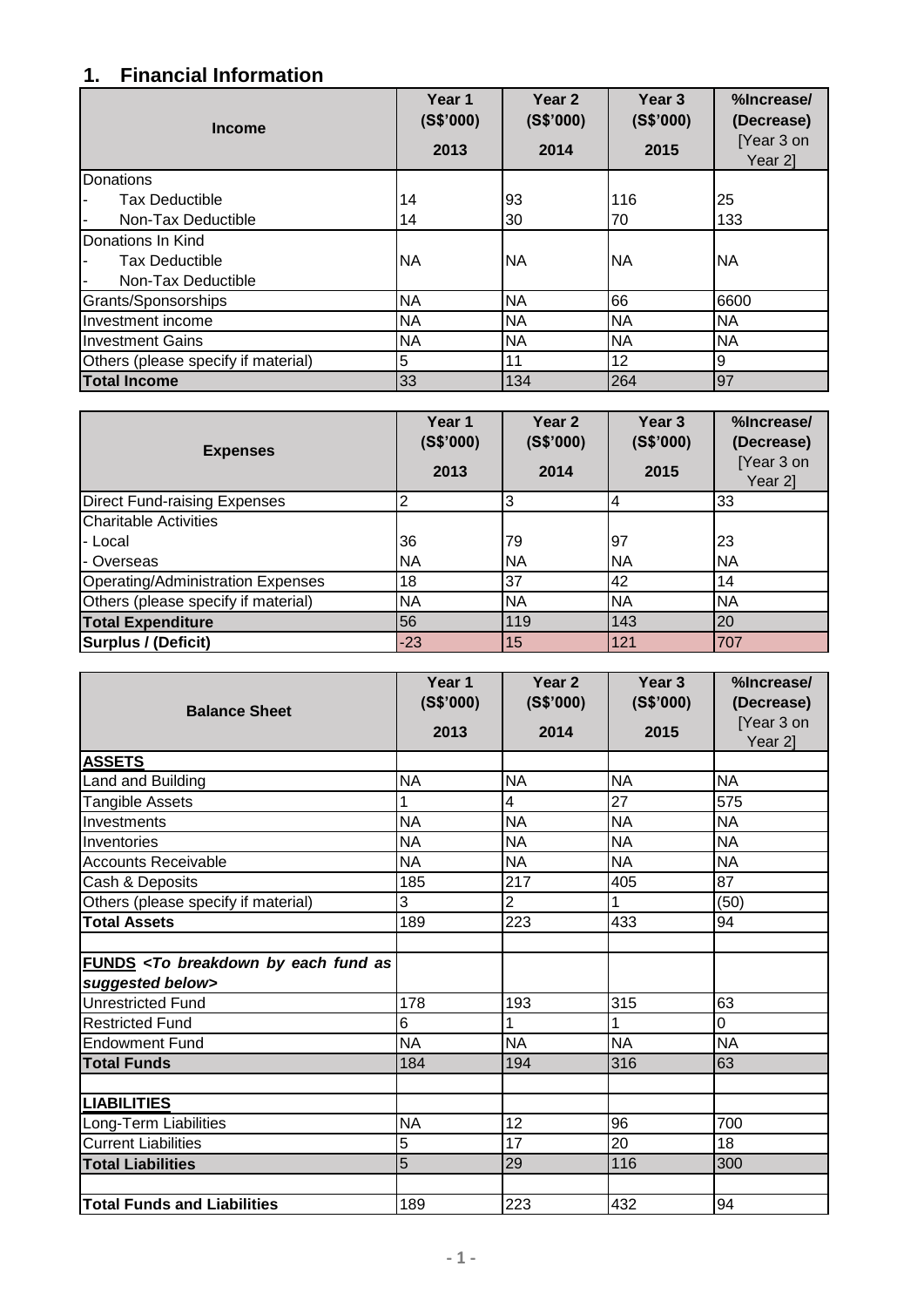## 1. Financial Information

| Income | Year 1 (S$'000) 2013 | Year 2 (S$'000) 2014 | Year 3 (S$'000) 2015 | %Increase/ (Decrease) [Year 3 on Year 2] |
|---|---|---|---|---|
| Donations | | | | |
| - Tax Deductible | 14 | 93 | 116 | 25 |
| - Non-Tax Deductible | 14 | 30 | 70 | 133 |
| Donations In Kind | | | | |
| - Tax Deductible | NA | NA | NA | NA |
| - Non-Tax Deductible | | | | |
| Grants/Sponsorships | NA | NA | 66 | 6600 |
| Investment income | NA | NA | NA | NA |
| Investment Gains | NA | NA | NA | NA |
| Others (please specify if material) | 5 | 11 | 12 | 9 |
| **Total Income** | 33 | 134 | 264 | 97 |

| Expenses | Year 1 (S$'000) 2013 | Year 2 (S$'000) 2014 | Year 3 (S$'000) 2015 | %Increase/ (Decrease) [Year 3 on Year 2] |
|---|---|---|---|---|
| Direct Fund-raising Expenses | 2 | 3 | 4 | 33 |
| Charitable Activities | | | | |
| - Local | 36 | 79 | 97 | 23 |
| - Overseas | NA | NA | NA | NA |
| Operating/Administration Expenses | 18 | 37 | 42 | 14 |
| Others (please specify if material) | NA | NA | NA | NA |
| **Total Expenditure** | 56 | 119 | 143 | 20 |
| **Surplus / (Deficit)** | -23 | 15 | 121 | 707 |

| Balance Sheet | Year 1 (S$'000) 2013 | Year 2 (S$'000) 2014 | Year 3 (S$'000) 2015 | %Increase/ (Decrease) [Year 3 on Year 2] |
|---|---|---|---|---|
| **ASSETS** | | | | |
| Land and Building | NA | NA | NA | NA |
| Tangible Assets | 1 | 4 | 27 | 575 |
| Investments | NA | NA | NA | NA |
| Inventories | NA | NA | NA | NA |
| Accounts Receivable | NA | NA | NA | NA |
| Cash & Deposits | 185 | 217 | 405 | 87 |
| Others (please specify if material) | 3 | 2 | 1 | (50) |
| **Total Assets** | 189 | 223 | 433 | 94 |
| | | | | |
| **FUNDS** *<To breakdown by each fund as suggested below>* | | | | |
| Unrestricted Fund | 178 | 193 | 315 | 63 |
| Restricted Fund | 6 | 1 | 1 | 0 |
| Endowment Fund | NA | NA | NA | NA |
| **Total Funds** | 184 | 194 | 316 | 63 |
| | | | | |
| **LIABILITIES** | | | | |
| Long-Term Liabilities | NA | 12 | 96 | 700 |
| Current Liabilities | 5 | 17 | 20 | 18 |
| **Total Liabilities** | 5 | 29 | 116 | 300 |
| | | | | |
| **Total Funds and Liabilities** | 189 | 223 | 432 | 94 |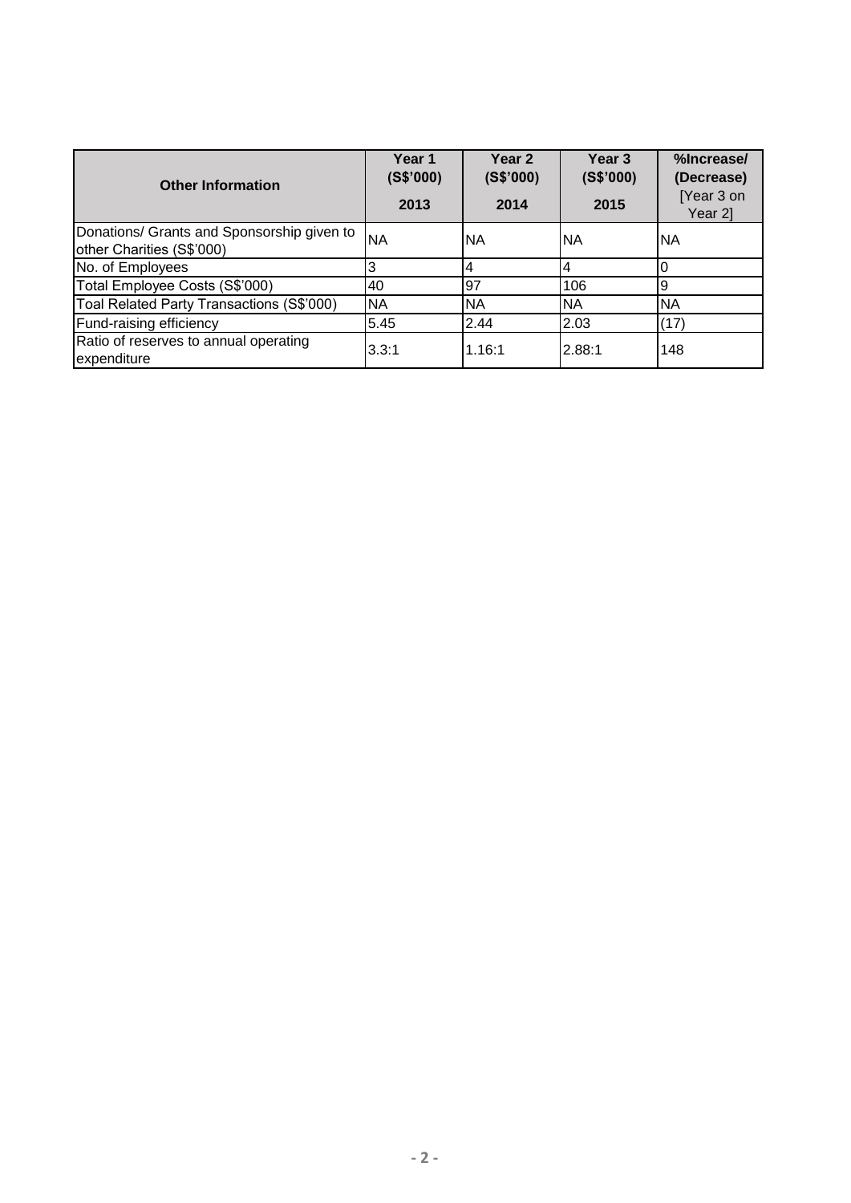| Other Information | Year 1 (S$'000) 2013 | Year 2 (S$'000) 2014 | Year 3 (S$'000) 2015 | %Increase/ (Decrease) [Year 3 on Year 2] |
|---|---|---|---|---|
| Donations/ Grants and Sponsorship given to other Charities (S$'000) | NA | NA | NA | NA |
| No. of Employees | 3 | 4 | 4 | 0 |
| Total Employee Costs (S$'000) | 40 | 97 | 106 | 9 |
| Toal Related Party Transactions (S$'000) | NA | NA | NA | NA |
| Fund-raising efficiency | 5.45 | 2.44 | 2.03 | (17) |
| Ratio of reserves to annual operating expenditure | 3.3:1 | 1.16:1 | 2.88:1 | 148 |